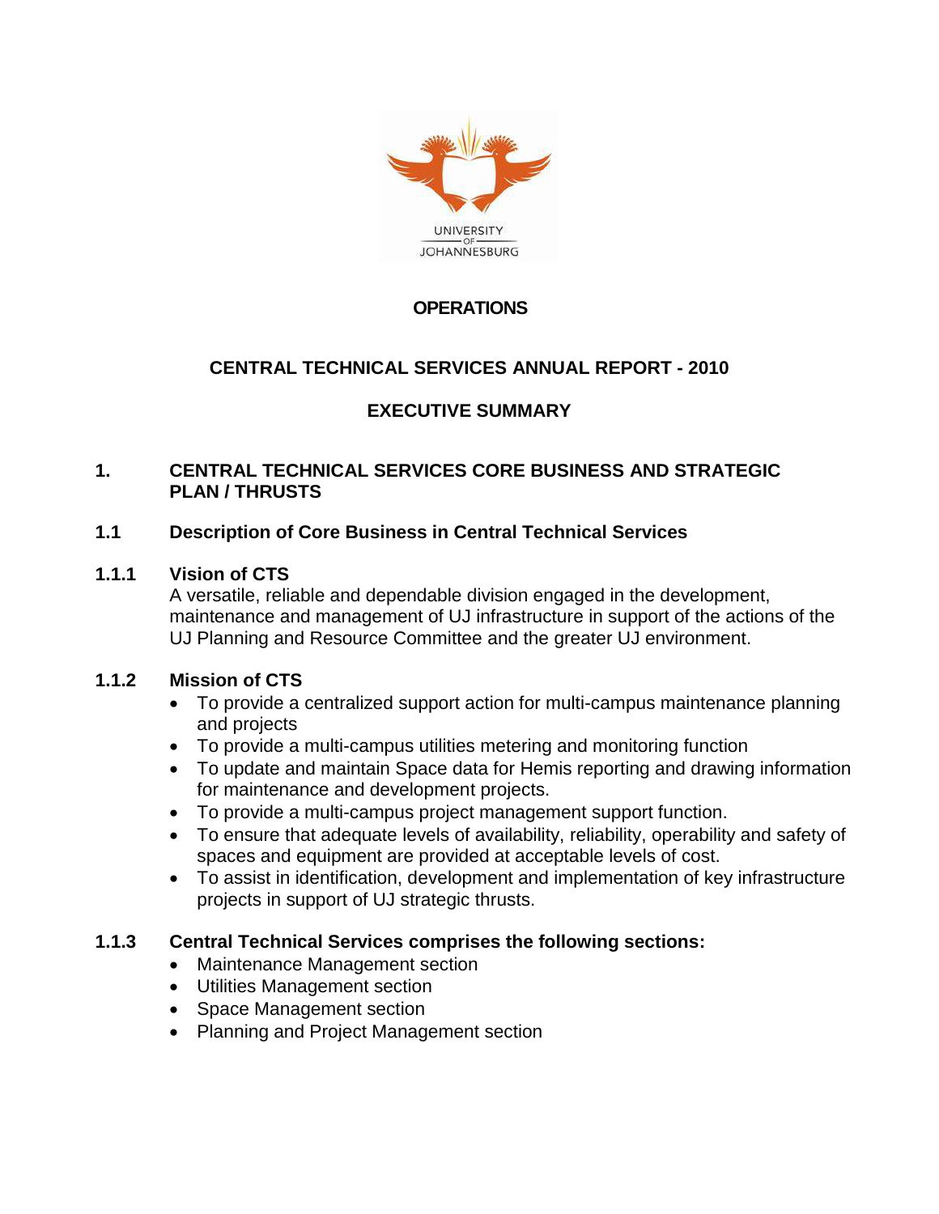UNIVERSITY OF JOHANNESBURG

# OPERATIONS

# CENTRAL TECHNICAL SERVICES ANNUAL REPORT - 2010

# EXECUTIVE SUMMARY

## 1. CENTRAL TECHNICAL SERVICES CORE BUSINESS AND STRATEGIC PLAN / THRUSTS

### 1.1 Description of Core Business in Central Technical Services

#### 1.1.1 Vision of CTS

A versatile, reliable and dependable division engaged in the development, maintenance and management of UJ infrastructure in support of the actions of the UJ Planning and Resource Committee and the greater UJ environment.

#### 1.1.2 Mission of CTS

- To provide a centralized support action for multi-campus maintenance planning and projects
- To provide a multi-campus utilities metering and monitoring function
- To update and maintain Space data for Hemis reporting and drawing information for maintenance and development projects.
- To provide a multi-campus project management support function.
- To ensure that adequate levels of availability, reliability, operability and safety of spaces and equipment are provided at acceptable levels of cost.
- To assist in identification, development and implementation of key infrastructure projects in support of UJ strategic thrusts.

#### 1.1.3 Central Technical Services comprises the following sections:

- Maintenance Management section
- Utilities Management section
- Space Management section
- Planning and Project Management section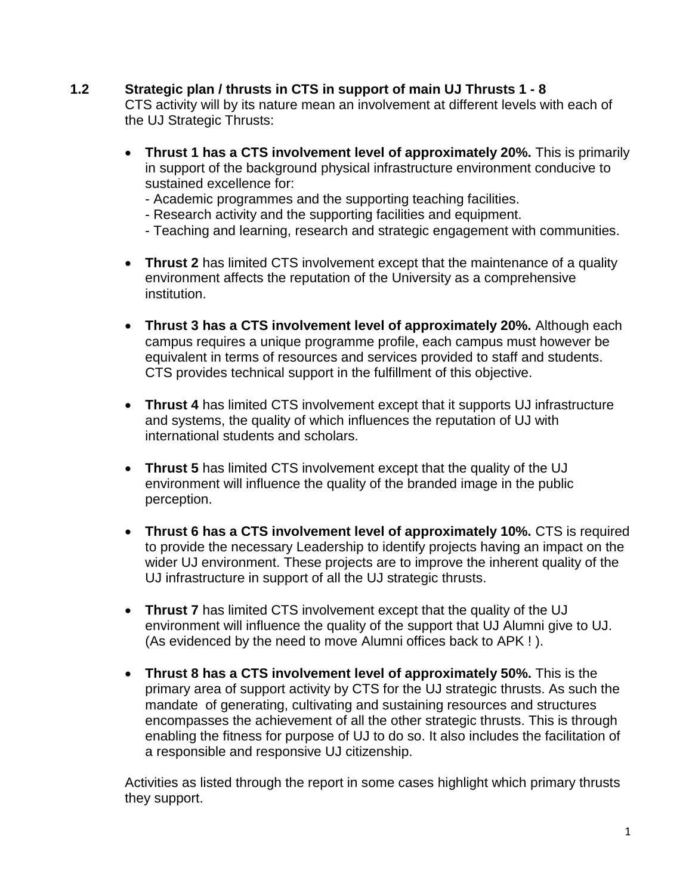## 1.2 Strategic plan / thrusts in CTS in support of main UJ Thrusts 1 - 8

CTS activity will by its nature mean an involvement at different levels with each of the UJ Strategic Thrusts:

- **Thrust 1 has a CTS involvement level of approximately 20%.** This is primarily in support of the background physical infrastructure environment conducive to sustained excellence for:
  - Academic programmes and the supporting teaching facilities.
  - Research activity and the supporting facilities and equipment.
  - Teaching and learning, research and strategic engagement with communities.

- **Thrust 2** has limited CTS involvement except that the maintenance of a quality environment affects the reputation of the University as a comprehensive institution.

- **Thrust 3 has a CTS involvement level of approximately 20%.** Although each campus requires a unique programme profile, each campus must however be equivalent in terms of resources and services provided to staff and students. CTS provides technical support in the fulfillment of this objective.

- **Thrust 4** has limited CTS involvement except that it supports UJ infrastructure and systems, the quality of which influences the reputation of UJ with international students and scholars.

- **Thrust 5** has limited CTS involvement except that the quality of the UJ environment will influence the quality of the branded image in the public perception.

- **Thrust 6 has a CTS involvement level of approximately 10%.** CTS is required to provide the necessary Leadership to identify projects having an impact on the wider UJ environment. These projects are to improve the inherent quality of the UJ infrastructure in support of all the UJ strategic thrusts.

- **Thrust 7** has limited CTS involvement except that the quality of the UJ environment will influence the quality of the support that UJ Alumni give to UJ. (As evidenced by the need to move Alumni offices back to APK ! ).

- **Thrust 8 has a CTS involvement level of approximately 50%.** This is the primary area of support activity by CTS for the UJ strategic thrusts. As such the mandate of generating, cultivating and sustaining resources and structures encompasses the achievement of all the other strategic thrusts. This is through enabling the fitness for purpose of UJ to do so. It also includes the facilitation of a responsible and responsive UJ citizenship.

Activities as listed through the report in some cases highlight which primary thrusts they support.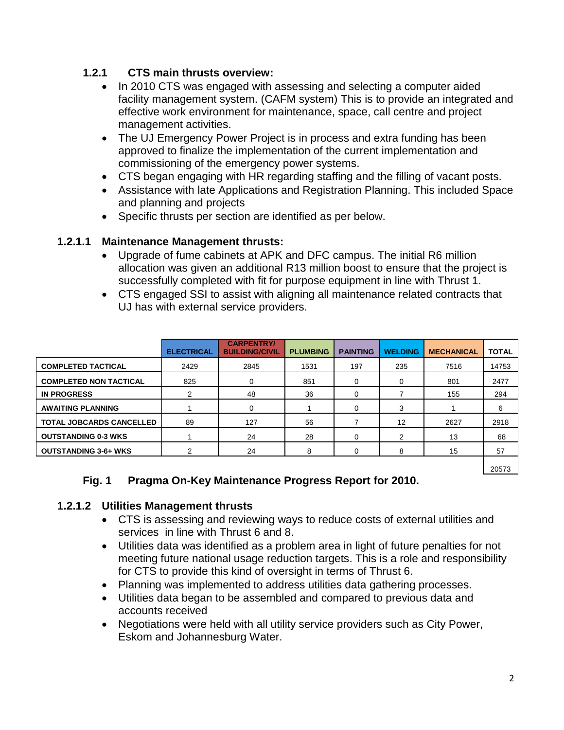### 1.2.1 CTS main thrusts overview:

- In 2010 CTS was engaged with assessing and selecting a computer aided facility management system. (CAFM system) This is to provide an integrated and effective work environment for maintenance, space, call centre and project management activities.
- The UJ Emergency Power Project is in process and extra funding has been approved to finalize the implementation of the current implementation and commissioning of the emergency power systems.
- CTS began engaging with HR regarding staffing and the filling of vacant posts.
- Assistance with late Applications and Registration Planning. This included Space and planning and projects
- Specific thrusts per section are identified as per below.

#### 1.2.1.1 Maintenance Management thrusts:

- Upgrade of fume cabinets at APK and DFC campus. The initial R6 million allocation was given an additional R13 million boost to ensure that the project is successfully completed with fit for purpose equipment in line with Thrust 1.
- CTS engaged SSI to assist with aligning all maintenance related contracts that UJ has with external service providers.

| | ELECTRICAL | CARPENTRY/ BUILDING/CIVIL | PLUMBING | PAINTING | WELDING | MECHANICAL | TOTAL |
|---|---|---|---|---|---|---|---|
| COMPLETED TACTICAL | 2429 | 2845 | 1531 | 197 | 235 | 7516 | 14753 |
| COMPLETED NON TACTICAL | 825 | 0 | 851 | 0 | 0 | 801 | 2477 |
| IN PROGRESS | 2 | 48 | 36 | 0 | 7 | 155 | 294 |
| AWAITING PLANNING | 1 | 0 | 1 | 0 | 3 | 1 | 6 |
| TOTAL JOBCARDS CANCELLED | 89 | 127 | 56 | 7 | 12 | 2627 | 2918 |
| OUTSTANDING 0-3 WKS | 1 | 24 | 28 | 0 | 2 | 13 | 68 |
| OUTSTANDING 3-6+ WKS | 2 | 24 | 8 | 0 | 8 | 15 | 57 |
| | | | | | | | 20573 |

**Fig. 1 Pragma On-Key Maintenance Progress Report for 2010.**

#### 1.2.1.2 Utilities Management thrusts

- CTS is assessing and reviewing ways to reduce costs of external utilities and services in line with Thrust 6 and 8.
- Utilities data was identified as a problem area in light of future penalties for not meeting future national usage reduction targets. This is a role and responsibility for CTS to provide this kind of oversight in terms of Thrust 6.
- Planning was implemented to address utilities data gathering processes.
- Utilities data began to be assembled and compared to previous data and accounts received
- Negotiations were held with all utility service providers such as City Power, Eskom and Johannesburg Water.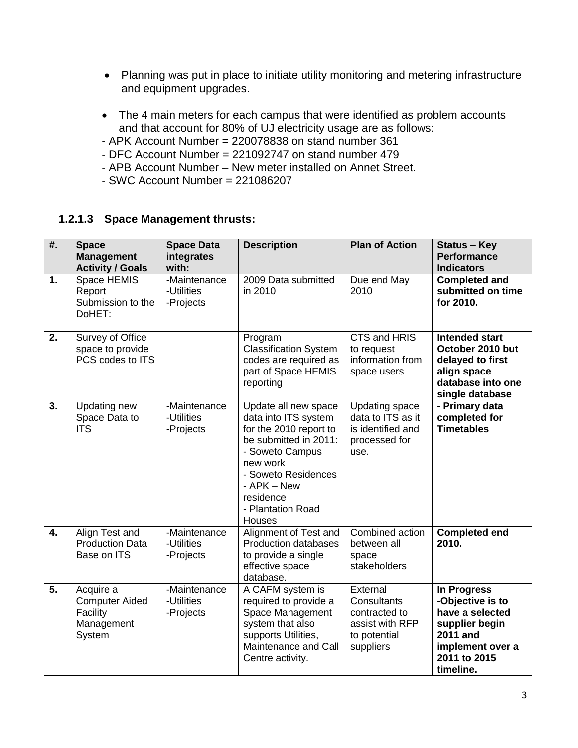- Planning was put in place to initiate utility monitoring and metering infrastructure and equipment upgrades.

- The 4 main meters for each campus that were identified as problem accounts and that account for 80% of UJ electricity usage are as follows:

- APK Account Number = 220078838 on stand number 361
- DFC Account Number = 221092747 on stand number 479
- APB Account Number – New meter installed on Annet Street.
- SWC Account Number = 221086207

### 1.2.1.3 Space Management thrusts:

| #. | Space Management Activity / Goals | Space Data integrates with: | Description | Plan of Action | Status – Key Performance Indicators |
|---|---|---|---|---|---|
| 1. | Space HEMIS Report Submission to the DoHET: | -Maintenance<br>-Utilities<br>-Projects | 2009 Data submitted in 2010 | Due end May 2010 | **Completed and submitted on time for 2010.** |
| 2. | Survey of Office space to provide PCS codes to ITS | | Program Classification System codes are required as part of Space HEMIS reporting | CTS and HRIS to request information from space users | **Intended start October 2010 but delayed to first align space database into one single database** |
| 3. | Updating new Space Data to ITS | -Maintenance<br>-Utilities<br>-Projects | Update all new space data into ITS system for the 2010 report to be submitted in 2011:<br>- Soweto Campus new work<br>- Soweto Residences<br>- APK – New residence<br>- Plantation Road Houses | Updating space data to ITS as it is identified and processed for use. | **- Primary data completed for Timetables** |
| 4. | Align Test and Production Data Base on ITS | -Maintenance<br>-Utilities<br>-Projects | Alignment of Test and Production databases to provide a single effective space database. | Combined action between all space stakeholders | **Completed end 2010.** |
| 5. | Acquire a Computer Aided Facility Management System | -Maintenance<br>-Utilities<br>-Projects | A CAFM system is required to provide a Space Management system that also supports Utilities, Maintenance and Call Centre activity. | External Consultants contracted to assist with RFP to potential suppliers | **In Progress<br>-Objective is to have a selected supplier begin 2011 and implement over a 2011 to 2015 timeline.** |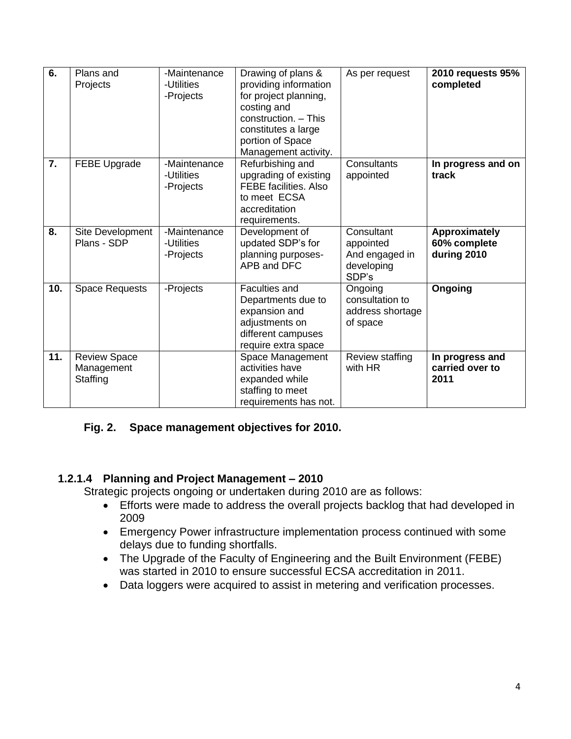| 6. | Plans and Projects | -Maintenance<br>-Utilities<br>-Projects | Drawing of plans & providing information for project planning, costing and construction. – This constitutes a large portion of Space Management activity. | As per request | **2010 requests 95% completed** |
|---|---|---|---|---|---|
| 7. | FEBE Upgrade | -Maintenance<br>-Utilities<br>-Projects | Refurbishing and upgrading of existing FEBE facilities. Also to meet ECSA accreditation requirements. | Consultants appointed | **In progress and on track** |
| 8. | Site Development Plans - SDP | -Maintenance<br>-Utilities<br>-Projects | Development of updated SDP's for planning purposes- APB and DFC | Consultant appointed And engaged in developing SDP's | **Approximately 60% complete during 2010** |
| 10. | Space Requests | -Projects | Faculties and Departments due to expansion and adjustments on different campuses require extra space | Ongoing consultation to address shortage of space | **Ongoing** |
| 11. | Review Space Management Staffing | | Space Management activities have expanded while staffing to meet requirements has not. | Review staffing with HR | **In progress and carried over to 2011** |

**Fig. 2. Space management objectives for 2010.**

#### 1.2.1.4 Planning and Project Management – 2010

Strategic projects ongoing or undertaken during 2010 are as follows:

- Efforts were made to address the overall projects backlog that had developed in 2009
- Emergency Power infrastructure implementation process continued with some delays due to funding shortfalls.
- The Upgrade of the Faculty of Engineering and the Built Environment (FEBE) was started in 2010 to ensure successful ECSA accreditation in 2011.
- Data loggers were acquired to assist in metering and verification processes.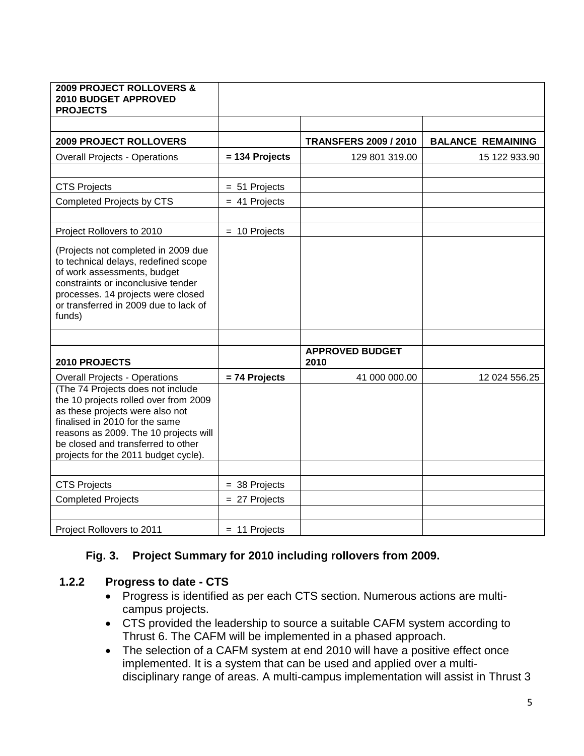| **2009 PROJECT ROLLOVERS & 2010 BUDGET APPROVED PROJECTS** | | | |
|---|---|---|---|
| | | | |
| **2009 PROJECT ROLLOVERS** | | **TRANSFERS 2009 / 2010** | **BALANCE REMAINING** |
| Overall Projects - Operations | **= 134 Projects** | 129 801 319.00 | 15 122 933.90 |
| | | | |
| CTS Projects | = 51 Projects | | |
| Completed Projects by CTS | = 41 Projects | | |
| | | | |
| Project Rollovers to 2010 | = 10 Projects | | |
| (Projects not completed in 2009 due to technical delays, redefined scope of work assessments, budget constraints or inconclusive tender processes. 14 projects were closed or transferred in 2009 due to lack of funds) | | | |
| | | | |
| **2010 PROJECTS** | | **APPROVED BUDGET 2010** | |
| Overall Projects - Operations | **= 74 Projects** | 41 000 000.00 | 12 024 556.25 |
| (The 74 Projects does not include the 10 projects rolled over from 2009 as these projects were also not finalised in 2010 for the same reasons as 2009. The 10 projects will be closed and transferred to other projects for the 2011 budget cycle). | | | |
| | | | |
| CTS Projects | = 38 Projects | | |
| Completed Projects | = 27 Projects | | |
| | | | |
| Project Rollovers to 2011 | = 11 Projects | | |

**Fig. 3. Project Summary for 2010 including rollovers from 2009.**

### 1.2.2 Progress to date - CTS

- Progress is identified as per each CTS section. Numerous actions are multi-campus projects.
- CTS provided the leadership to source a suitable CAFM system according to Thrust 6. The CAFM will be implemented in a phased approach.
- The selection of a CAFM system at end 2010 will have a positive effect once implemented. It is a system that can be used and applied over a multi-disciplinary range of areas. A multi-campus implementation will assist in Thrust 3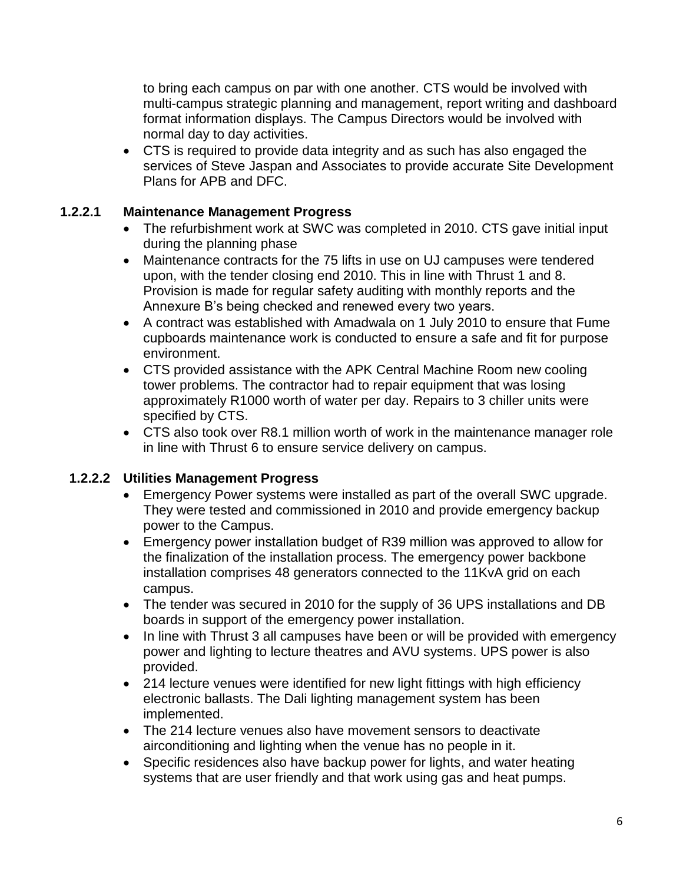to bring each campus on par with one another. CTS would be involved with multi-campus strategic planning and management, report writing and dashboard format information displays. The Campus Directors would be involved with normal day to day activities.

- CTS is required to provide data integrity and as such has also engaged the services of Steve Jaspan and Associates to provide accurate Site Development Plans for APB and DFC.

#### 1.2.2.1 Maintenance Management Progress

- The refurbishment work at SWC was completed in 2010. CTS gave initial input during the planning phase
- Maintenance contracts for the 75 lifts in use on UJ campuses were tendered upon, with the tender closing end 2010. This in line with Thrust 1 and 8. Provision is made for regular safety auditing with monthly reports and the Annexure B's being checked and renewed every two years.
- A contract was established with Amadwala on 1 July 2010 to ensure that Fume cupboards maintenance work is conducted to ensure a safe and fit for purpose environment.
- CTS provided assistance with the APK Central Machine Room new cooling tower problems. The contractor had to repair equipment that was losing approximately R1000 worth of water per day. Repairs to 3 chiller units were specified by CTS.
- CTS also took over R8.1 million worth of work in the maintenance manager role in line with Thrust 6 to ensure service delivery on campus.

#### 1.2.2.2 Utilities Management Progress

- Emergency Power systems were installed as part of the overall SWC upgrade. They were tested and commissioned in 2010 and provide emergency backup power to the Campus.
- Emergency power installation budget of R39 million was approved to allow for the finalization of the installation process. The emergency power backbone installation comprises 48 generators connected to the 11KvA grid on each campus.
- The tender was secured in 2010 for the supply of 36 UPS installations and DB boards in support of the emergency power installation.
- In line with Thrust 3 all campuses have been or will be provided with emergency power and lighting to lecture theatres and AVU systems. UPS power is also provided.
- 214 lecture venues were identified for new light fittings with high efficiency electronic ballasts. The Dali lighting management system has been implemented.
- The 214 lecture venues also have movement sensors to deactivate airconditioning and lighting when the venue has no people in it.
- Specific residences also have backup power for lights, and water heating systems that are user friendly and that work using gas and heat pumps.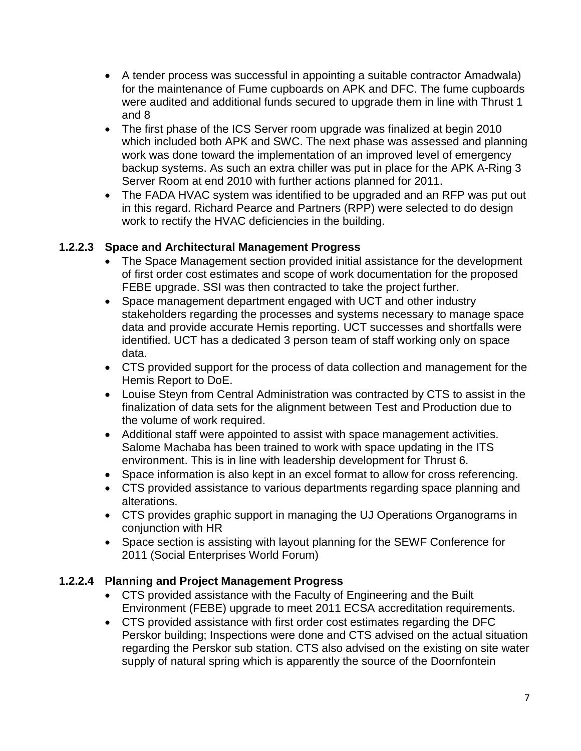- A tender process was successful in appointing a suitable contractor Amadwala) for the maintenance of Fume cupboards on APK and DFC. The fume cupboards were audited and additional funds secured to upgrade them in line with Thrust 1 and 8
- The first phase of the ICS Server room upgrade was finalized at begin 2010 which included both APK and SWC. The next phase was assessed and planning work was done toward the implementation of an improved level of emergency backup systems. As such an extra chiller was put in place for the APK A-Ring 3 Server Room at end 2010 with further actions planned for 2011.
- The FADA HVAC system was identified to be upgraded and an RFP was put out in this regard. Richard Pearce and Partners (RPP) were selected to do design work to rectify the HVAC deficiencies in the building.

#### 1.2.2.3 Space and Architectural Management Progress

- The Space Management section provided initial assistance for the development of first order cost estimates and scope of work documentation for the proposed FEBE upgrade. SSI was then contracted to take the project further.
- Space management department engaged with UCT and other industry stakeholders regarding the processes and systems necessary to manage space data and provide accurate Hemis reporting. UCT successes and shortfalls were identified. UCT has a dedicated 3 person team of staff working only on space data.
- CTS provided support for the process of data collection and management for the Hemis Report to DoE.
- Louise Steyn from Central Administration was contracted by CTS to assist in the finalization of data sets for the alignment between Test and Production due to the volume of work required.
- Additional staff were appointed to assist with space management activities. Salome Machaba has been trained to work with space updating in the ITS environment. This is in line with leadership development for Thrust 6.
- Space information is also kept in an excel format to allow for cross referencing.
- CTS provided assistance to various departments regarding space planning and alterations.
- CTS provides graphic support in managing the UJ Operations Organograms in conjunction with HR
- Space section is assisting with layout planning for the SEWF Conference for 2011 (Social Enterprises World Forum)

#### 1.2.2.4 Planning and Project Management Progress

- CTS provided assistance with the Faculty of Engineering and the Built Environment (FEBE) upgrade to meet 2011 ECSA accreditation requirements.
- CTS provided assistance with first order cost estimates regarding the DFC Perskor building; Inspections were done and CTS advised on the actual situation regarding the Perskor sub station. CTS also advised on the existing on site water supply of natural spring which is apparently the source of the Doornfontein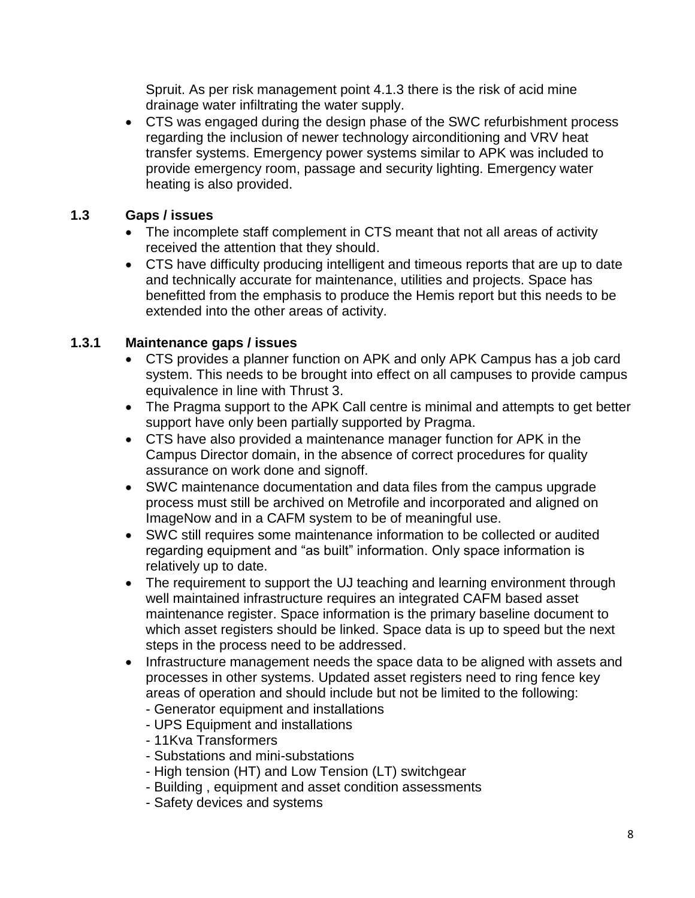Spruit. As per risk management point 4.1.3 there is the risk of acid mine drainage water infiltrating the water supply.

- CTS was engaged during the design phase of the SWC refurbishment process regarding the inclusion of newer technology airconditioning and VRV heat transfer systems. Emergency power systems similar to APK was included to provide emergency room, passage and security lighting. Emergency water heating is also provided.

### 1.3 Gaps / issues

- The incomplete staff complement in CTS meant that not all areas of activity received the attention that they should.
- CTS have difficulty producing intelligent and timeous reports that are up to date and technically accurate for maintenance, utilities and projects. Space has benefitted from the emphasis to produce the Hemis report but this needs to be extended into the other areas of activity.

#### 1.3.1 Maintenance gaps / issues

- CTS provides a planner function on APK and only APK Campus has a job card system. This needs to be brought into effect on all campuses to provide campus equivalence in line with Thrust 3.
- The Pragma support to the APK Call centre is minimal and attempts to get better support have only been partially supported by Pragma.
- CTS have also provided a maintenance manager function for APK in the Campus Director domain, in the absence of correct procedures for quality assurance on work done and signoff.
- SWC maintenance documentation and data files from the campus upgrade process must still be archived on Metrofile and incorporated and aligned on ImageNow and in a CAFM system to be of meaningful use.
- SWC still requires some maintenance information to be collected or audited regarding equipment and "as built" information. Only space information is relatively up to date.
- The requirement to support the UJ teaching and learning environment through well maintained infrastructure requires an integrated CAFM based asset maintenance register. Space information is the primary baseline document to which asset registers should be linked. Space data is up to speed but the next steps in the process need to be addressed.
- Infrastructure management needs the space data to be aligned with assets and processes in other systems. Updated asset registers need to ring fence key areas of operation and should include but not be limited to the following:
  - Generator equipment and installations
  - UPS Equipment and installations
  - 11Kva Transformers
  - Substations and mini-substations
  - High tension (HT) and Low Tension (LT) switchgear
  - Building , equipment and asset condition assessments
  - Safety devices and systems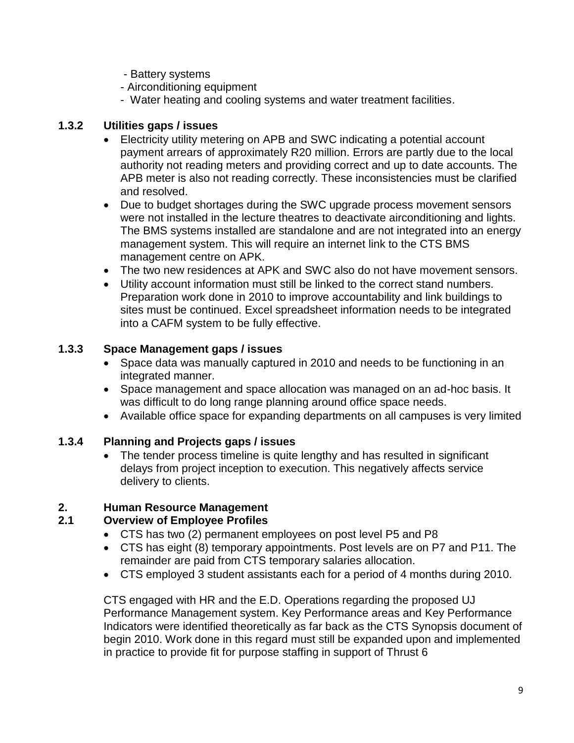- Battery systems
- Airconditioning equipment
- Water heating and cooling systems and water treatment facilities.

### 1.3.2 Utilities gaps / issues

- Electricity utility metering on APB and SWC indicating a potential account payment arrears of approximately R20 million. Errors are partly due to the local authority not reading meters and providing correct and up to date accounts. The APB meter is also not reading correctly. These inconsistencies must be clarified and resolved.
- Due to budget shortages during the SWC upgrade process movement sensors were not installed in the lecture theatres to deactivate airconditioning and lights. The BMS systems installed are standalone and are not integrated into an energy management system. This will require an internet link to the CTS BMS management centre on APK.
- The two new residences at APK and SWC also do not have movement sensors.
- Utility account information must still be linked to the correct stand numbers. Preparation work done in 2010 to improve accountability and link buildings to sites must be continued. Excel spreadsheet information needs to be integrated into a CAFM system to be fully effective.

### 1.3.3 Space Management gaps / issues

- Space data was manually captured in 2010 and needs to be functioning in an integrated manner.
- Space management and space allocation was managed on an ad-hoc basis. It was difficult to do long range planning around office space needs.
- Available office space for expanding departments on all campuses is very limited

### 1.3.4 Planning and Projects gaps / issues

- The tender process timeline is quite lengthy and has resulted in significant delays from project inception to execution. This negatively affects service delivery to clients.

## 2. Human Resource Management

### 2.1 Overview of Employee Profiles

- CTS has two (2) permanent employees on post level P5 and P8
- CTS has eight (8) temporary appointments. Post levels are on P7 and P11. The remainder are paid from CTS temporary salaries allocation.
- CTS employed 3 student assistants each for a period of 4 months during 2010.

CTS engaged with HR and the E.D. Operations regarding the proposed UJ Performance Management system. Key Performance areas and Key Performance Indicators were identified theoretically as far back as the CTS Synopsis document of begin 2010. Work done in this regard must still be expanded upon and implemented in practice to provide fit for purpose staffing in support of Thrust 6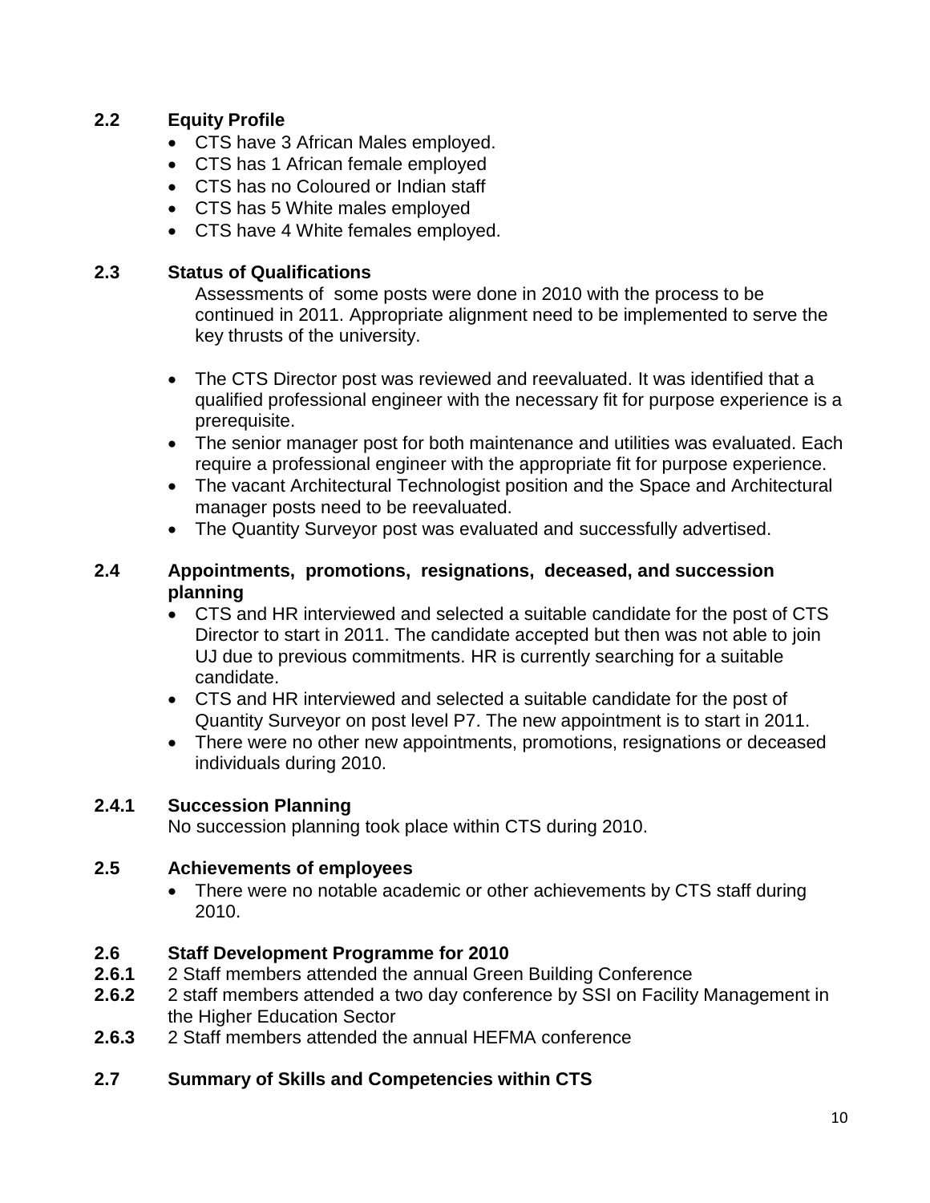## 2.2 Equity Profile

- CTS have 3 African Males employed.
- CTS has 1 African female employed
- CTS has no Coloured or Indian staff
- CTS has 5 White males employed
- CTS have 4 White females employed.

## 2.3 Status of Qualifications

Assessments of some posts were done in 2010 with the process to be continued in 2011. Appropriate alignment need to be implemented to serve the key thrusts of the university.

- The CTS Director post was reviewed and reevaluated. It was identified that a qualified professional engineer with the necessary fit for purpose experience is a prerequisite.
- The senior manager post for both maintenance and utilities was evaluated. Each require a professional engineer with the appropriate fit for purpose experience.
- The vacant Architectural Technologist position and the Space and Architectural manager posts need to be reevaluated.
- The Quantity Surveyor post was evaluated and successfully advertised.

## 2.4 Appointments, promotions, resignations, deceased, and succession planning

- CTS and HR interviewed and selected a suitable candidate for the post of CTS Director to start in 2011. The candidate accepted but then was not able to join UJ due to previous commitments. HR is currently searching for a suitable candidate.
- CTS and HR interviewed and selected a suitable candidate for the post of Quantity Surveyor on post level P7. The new appointment is to start in 2011.
- There were no other new appointments, promotions, resignations or deceased individuals during 2010.

### 2.4.1 Succession Planning

No succession planning took place within CTS during 2010.

## 2.5 Achievements of employees

- There were no notable academic or other achievements by CTS staff during 2010.

## 2.6 Staff Development Programme for 2010

**2.6.1** 2 Staff members attended the annual Green Building Conference

**2.6.2** 2 staff members attended a two day conference by SSI on Facility Management in the Higher Education Sector

**2.6.3** 2 Staff members attended the annual HEFMA conference

## 2.7 Summary of Skills and Competencies within CTS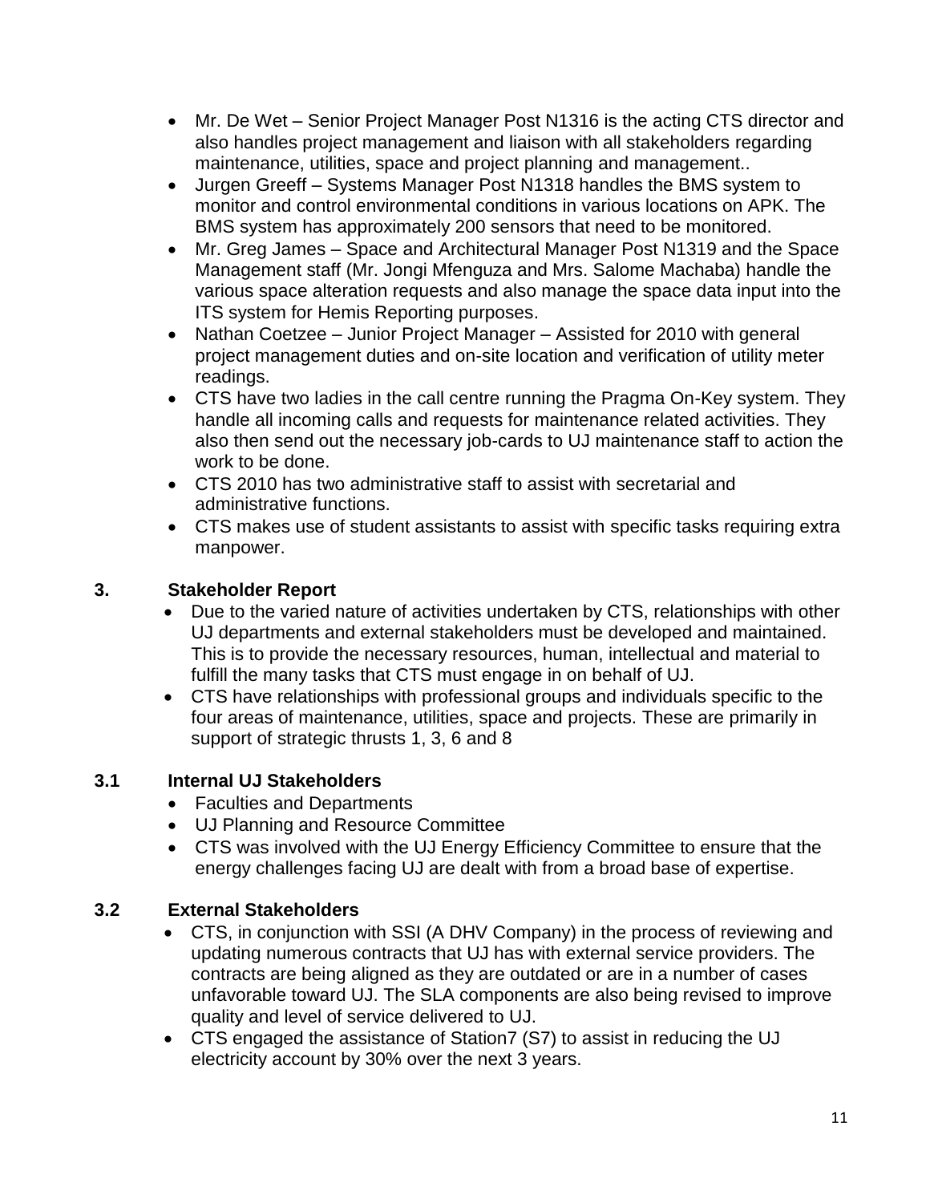- Mr. De Wet – Senior Project Manager Post N1316 is the acting CTS director and also handles project management and liaison with all stakeholders regarding maintenance, utilities, space and project planning and management..
- Jurgen Greeff – Systems Manager Post N1318 handles the BMS system to monitor and control environmental conditions in various locations on APK. The BMS system has approximately 200 sensors that need to be monitored.
- Mr. Greg James – Space and Architectural Manager Post N1319 and the Space Management staff (Mr. Jongi Mfenguza and Mrs. Salome Machaba) handle the various space alteration requests and also manage the space data input into the ITS system for Hemis Reporting purposes.
- Nathan Coetzee – Junior Project Manager – Assisted for 2010 with general project management duties and on-site location and verification of utility meter readings.
- CTS have two ladies in the call centre running the Pragma On-Key system. They handle all incoming calls and requests for maintenance related activities. They also then send out the necessary job-cards to UJ maintenance staff to action the work to be done.
- CTS 2010 has two administrative staff to assist with secretarial and administrative functions.
- CTS makes use of student assistants to assist with specific tasks requiring extra manpower.

## 3. Stakeholder Report

- Due to the varied nature of activities undertaken by CTS, relationships with other UJ departments and external stakeholders must be developed and maintained. This is to provide the necessary resources, human, intellectual and material to fulfill the many tasks that CTS must engage in on behalf of UJ.
- CTS have relationships with professional groups and individuals specific to the four areas of maintenance, utilities, space and projects. These are primarily in support of strategic thrusts 1, 3, 6 and 8

### 3.1 Internal UJ Stakeholders

- Faculties and Departments
- UJ Planning and Resource Committee
- CTS was involved with the UJ Energy Efficiency Committee to ensure that the energy challenges facing UJ are dealt with from a broad base of expertise.

### 3.2 External Stakeholders

- CTS, in conjunction with SSI (A DHV Company) in the process of reviewing and updating numerous contracts that UJ has with external service providers. The contracts are being aligned as they are outdated or are in a number of cases unfavorable toward UJ. The SLA components are also being revised to improve quality and level of service delivered to UJ.
- CTS engaged the assistance of Station7 (S7) to assist in reducing the UJ electricity account by 30% over the next 3 years.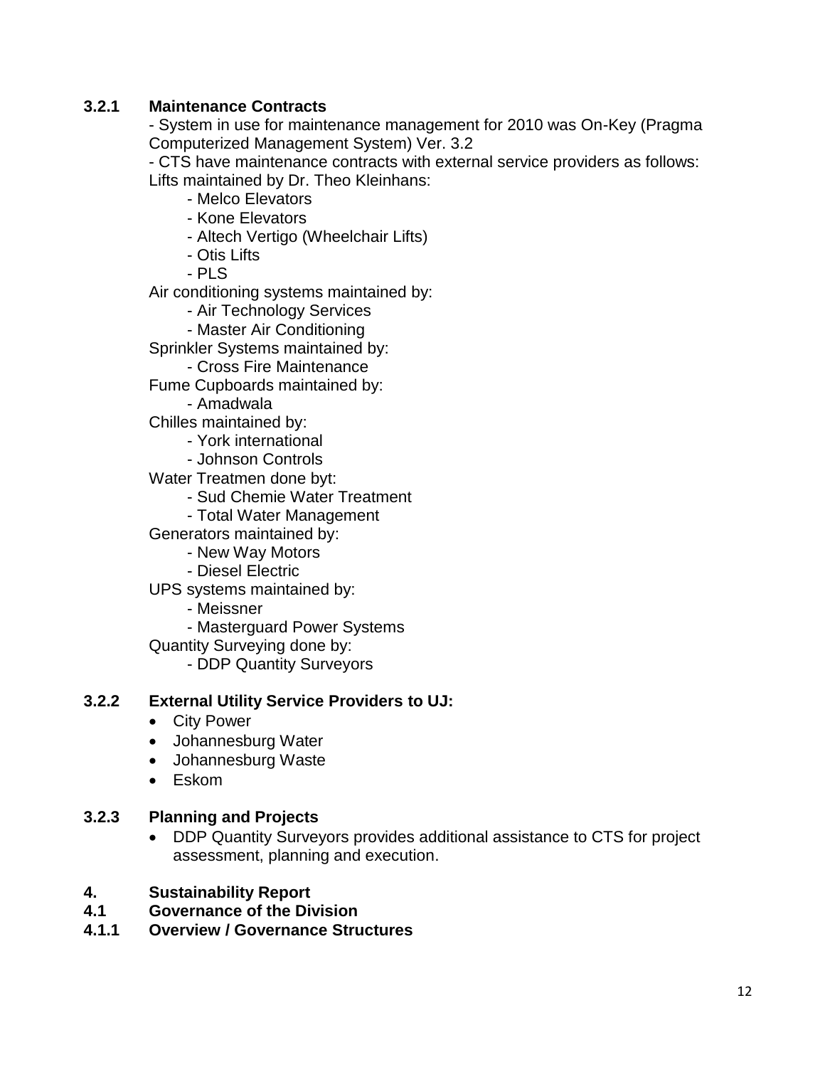### 3.2.1 Maintenance Contracts

- System in use for maintenance management for 2010 was On-Key (Pragma Computerized Management System) Ver. 3.2
- CTS have maintenance contracts with external service providers as follows:

Lifts maintained by Dr. Theo Kleinhans:

- Melco Elevators
- Kone Elevators
- Altech Vertigo (Wheelchair Lifts)
- Otis Lifts
- PLS

Air conditioning systems maintained by:

- Air Technology Services
- Master Air Conditioning

Sprinkler Systems maintained by:

- Cross Fire Maintenance

Fume Cupboards maintained by:

- Amadwala

Chilles maintained by:

- York international
- Johnson Controls

Water Treatmen done byt:

- Sud Chemie Water Treatment
- Total Water Management

Generators maintained by:

- New Way Motors
- Diesel Electric

UPS systems maintained by:

- Meissner
- Masterguard Power Systems

Quantity Surveying done by:

- DDP Quantity Surveyors

### 3.2.2 External Utility Service Providers to UJ:

- City Power
- Johannesburg Water
- Johannesburg Waste
- Eskom

### 3.2.3 Planning and Projects

- DDP Quantity Surveyors provides additional assistance to CTS for project assessment, planning and execution.

# 4. Sustainability Report

## 4.1 Governance of the Division

### 4.1.1 Overview / Governance Structures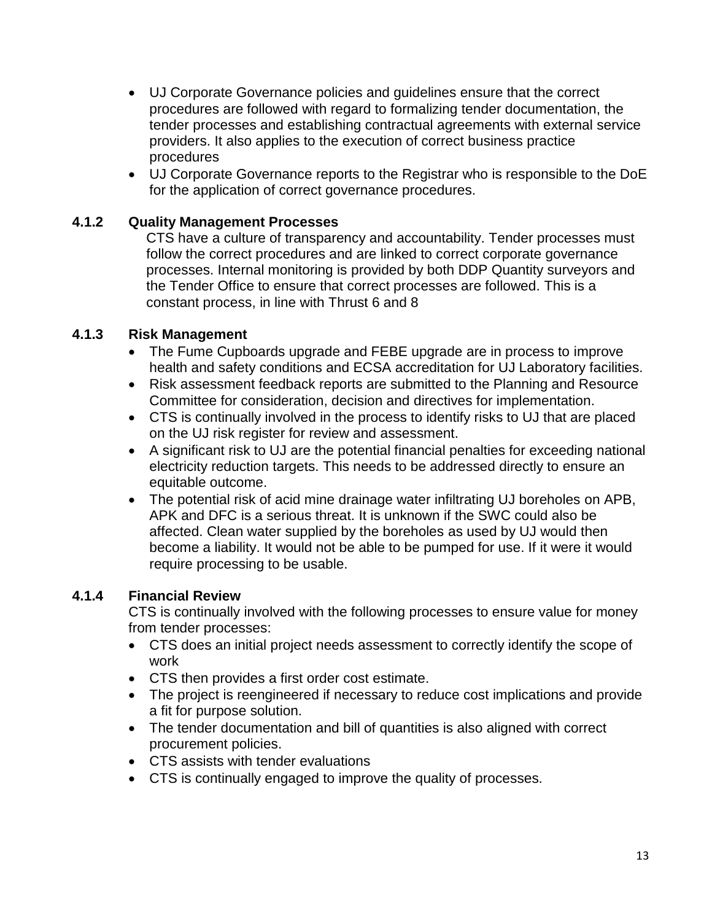- UJ Corporate Governance policies and guidelines ensure that the correct procedures are followed with regard to formalizing tender documentation, the tender processes and establishing contractual agreements with external service providers. It also applies to the execution of correct business practice procedures
- UJ Corporate Governance reports to the Registrar who is responsible to the DoE for the application of correct governance procedures.

### 4.1.2 Quality Management Processes

CTS have a culture of transparency and accountability. Tender processes must follow the correct procedures and are linked to correct corporate governance processes. Internal monitoring is provided by both DDP Quantity surveyors and the Tender Office to ensure that correct processes are followed. This is a constant process, in line with Thrust 6 and 8

### 4.1.3 Risk Management

- The Fume Cupboards upgrade and FEBE upgrade are in process to improve health and safety conditions and ECSA accreditation for UJ Laboratory facilities.
- Risk assessment feedback reports are submitted to the Planning and Resource Committee for consideration, decision and directives for implementation.
- CTS is continually involved in the process to identify risks to UJ that are placed on the UJ risk register for review and assessment.
- A significant risk to UJ are the potential financial penalties for exceeding national electricity reduction targets. This needs to be addressed directly to ensure an equitable outcome.
- The potential risk of acid mine drainage water infiltrating UJ boreholes on APB, APK and DFC is a serious threat. It is unknown if the SWC could also be affected. Clean water supplied by the boreholes as used by UJ would then become a liability. It would not be able to be pumped for use. If it were it would require processing to be usable.

### 4.1.4 Financial Review

CTS is continually involved with the following processes to ensure value for money from tender processes:

- CTS does an initial project needs assessment to correctly identify the scope of work
- CTS then provides a first order cost estimate.
- The project is reengineered if necessary to reduce cost implications and provide a fit for purpose solution.
- The tender documentation and bill of quantities is also aligned with correct procurement policies.
- CTS assists with tender evaluations
- CTS is continually engaged to improve the quality of processes.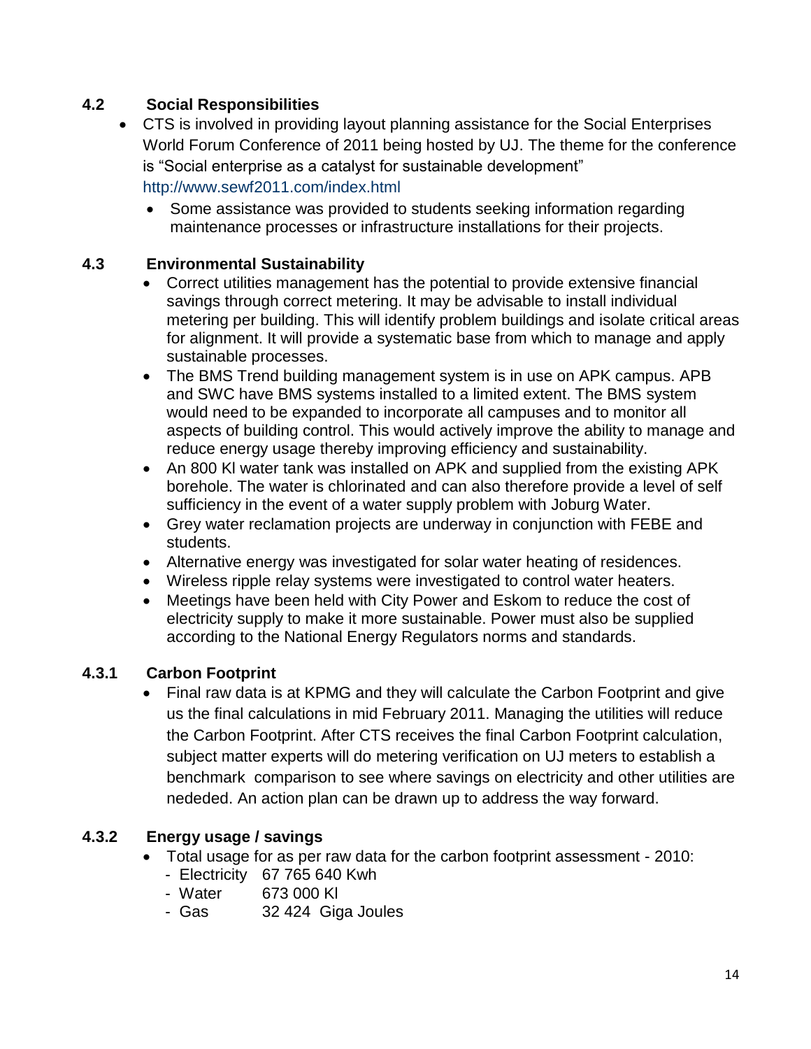### 4.2 Social Responsibilities

- CTS is involved in providing layout planning assistance for the Social Enterprises World Forum Conference of 2011 being hosted by UJ. The theme for the conference is "Social enterprise as a catalyst for sustainable development" http://www.sewf2011.com/index.html
  - Some assistance was provided to students seeking information regarding maintenance processes or infrastructure installations for their projects.

### 4.3 Environmental Sustainability

- Correct utilities management has the potential to provide extensive financial savings through correct metering. It may be advisable to install individual metering per building. This will identify problem buildings and isolate critical areas for alignment. It will provide a systematic base from which to manage and apply sustainable processes.
- The BMS Trend building management system is in use on APK campus. APB and SWC have BMS systems installed to a limited extent. The BMS system would need to be expanded to incorporate all campuses and to monitor all aspects of building control. This would actively improve the ability to manage and reduce energy usage thereby improving efficiency and sustainability.
- An 800 Kl water tank was installed on APK and supplied from the existing APK borehole. The water is chlorinated and can also therefore provide a level of self sufficiency in the event of a water supply problem with Joburg Water.
- Grey water reclamation projects are underway in conjunction with FEBE and students.
- Alternative energy was investigated for solar water heating of residences.
- Wireless ripple relay systems were investigated to control water heaters.
- Meetings have been held with City Power and Eskom to reduce the cost of electricity supply to make it more sustainable. Power must also be supplied according to the National Energy Regulators norms and standards.

#### 4.3.1 Carbon Footprint

- Final raw data is at KPMG and they will calculate the Carbon Footprint and give us the final calculations in mid February 2011. Managing the utilities will reduce the Carbon Footprint. After CTS receives the final Carbon Footprint calculation, subject matter experts will do metering verification on UJ meters to establish a benchmark comparison to see where savings on electricity and other utilities are neded. An action plan can be drawn up to address the way forward.

#### 4.3.2 Energy usage / savings

- Total usage for as per raw data for the carbon footprint assessment - 2010:
  - Electricity 67 765 640 Kwh
  - Water 673 000 Kl
  - Gas 32 424 Giga Joules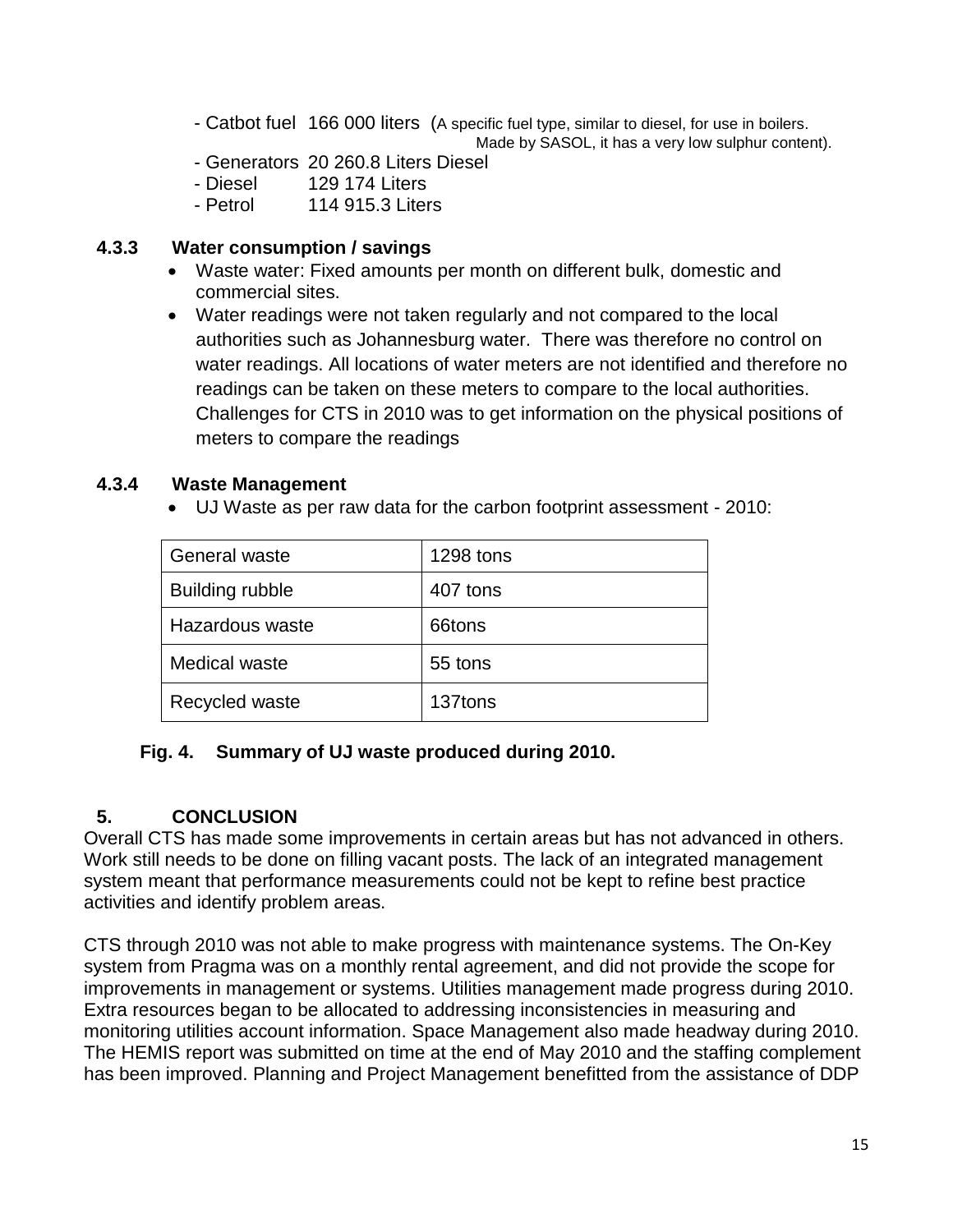- Catbot fuel 166 000 liters (A specific fuel type, similar to diesel, for use in boilers. Made by SASOL, it has a very low sulphur content).
- Generators 20 260.8 Liters Diesel
- Diesel 129 174 Liters
- Petrol 114 915.3 Liters

### 4.3.3 Water consumption / savings

- Waste water: Fixed amounts per month on different bulk, domestic and commercial sites.
- Water readings were not taken regularly and not compared to the local authorities such as Johannesburg water. There was therefore no control on water readings. All locations of water meters are not identified and therefore no readings can be taken on these meters to compare to the local authorities. Challenges for CTS in 2010 was to get information on the physical positions of meters to compare the readings

### 4.3.4 Waste Management

- UJ Waste as per raw data for the carbon footprint assessment - 2010:

| General waste | 1298 tons |
|---|---|
| Building rubble | 407 tons |
| Hazardous waste | 66tons |
| Medical waste | 55 tons |
| Recycled waste | 137tons |

**Fig. 4. Summary of UJ waste produced during 2010.**

## 5. CONCLUSION

Overall CTS has made some improvements in certain areas but has not advanced in others. Work still needs to be done on filling vacant posts. The lack of an integrated management system meant that performance measurements could not be kept to refine best practice activities and identify problem areas.

CTS through 2010 was not able to make progress with maintenance systems. The On-Key system from Pragma was on a monthly rental agreement, and did not provide the scope for improvements in management or systems. Utilities management made progress during 2010. Extra resources began to be allocated to addressing inconsistencies in measuring and monitoring utilities account information. Space Management also made headway during 2010. The HEMIS report was submitted on time at the end of May 2010 and the staffing complement has been improved. Planning and Project Management benefitted from the assistance of DDP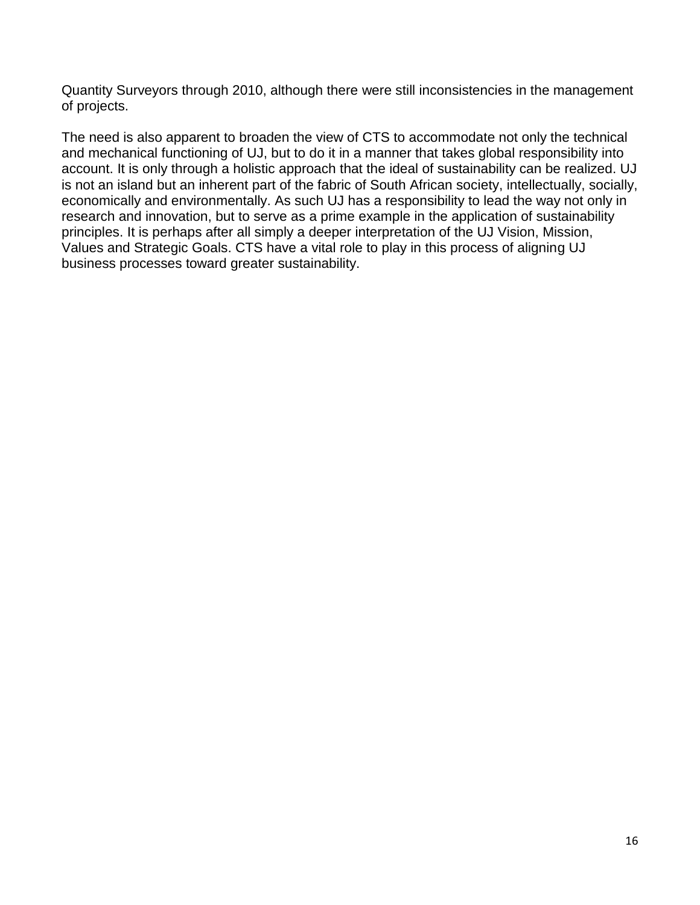Quantity Surveyors through 2010, although there were still inconsistencies in the management of projects.

The need is also apparent to broaden the view of CTS to accommodate not only the technical and mechanical functioning of UJ, but to do it in a manner that takes global responsibility into account. It is only through a holistic approach that the ideal of sustainability can be realized. UJ is not an island but an inherent part of the fabric of South African society, intellectually, socially, economically and environmentally. As such UJ has a responsibility to lead the way not only in research and innovation, but to serve as a prime example in the application of sustainability principles. It is perhaps after all simply a deeper interpretation of the UJ Vision, Mission, Values and Strategic Goals. CTS have a vital role to play in this process of aligning UJ business processes toward greater sustainability.